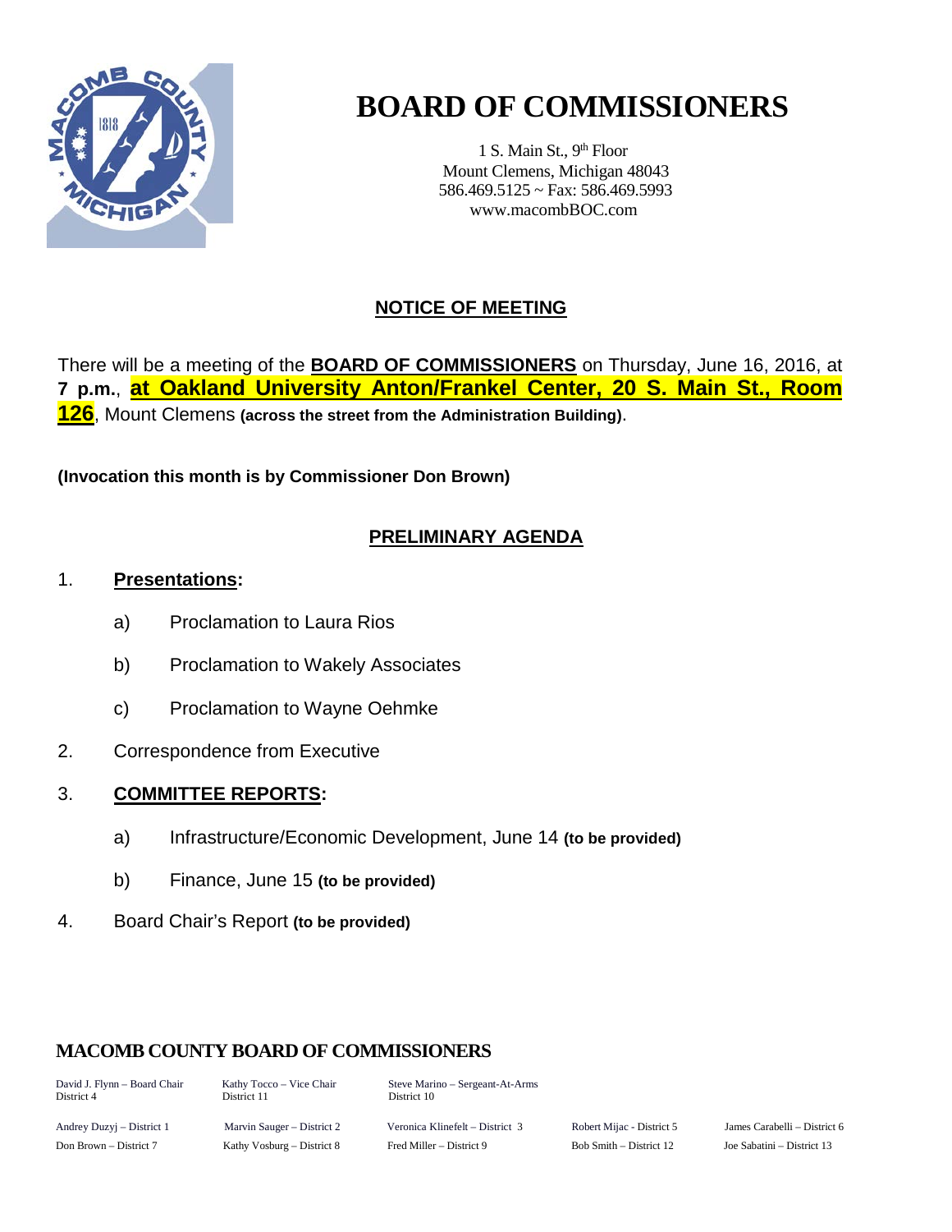# BOARD OF COMMISSIONERS

1 S. Main St., 9th Floor
Mount Clemens, Michigan 48043
586.469.5125 ~ Fax: 586.469.5993
www.macombBOC.com

## NOTICE OF MEETING

There will be a meeting of the **BOARD OF COMMISSIONERS** on Thursday, June 16, 2016, at **7 p.m.**, **at Oakland University Anton/Frankel Center, 20 S. Main St., Room 126**, Mount Clemens **(across the street from the Administration Building)**.

**(Invocation this month is by Commissioner Don Brown)**

## PRELIMINARY AGENDA

1. **Presentations:**
   - a) Proclamation to Laura Rios
   - b) Proclamation to Wakely Associates
   - c) Proclamation to Wayne Oehmke
2. Correspondence from Executive
3. **COMMITTEE REPORTS:**
   - a) Infrastructure/Economic Development, June 14 **(to be provided)**
   - b) Finance, June 15 **(to be provided)**
4. Board Chair's Report **(to be provided)**

### MACOMB COUNTY BOARD OF COMMISSIONERS

David J. Flynn – Board Chair, District 4
Kathy Tocco – Vice Chair, District 11
Steve Marino – Sergeant-At-Arms, District 10

Andrey Duzyj – District 1
Marvin Sauger – District 2
Veronica Klinefelt – District 3
Robert Mijac - District 5
James Carabelli – District 6
Don Brown – District 7
Kathy Vosburg – District 8
Fred Miller – District 9
Bob Smith – District 12
Joe Sabatini – District 13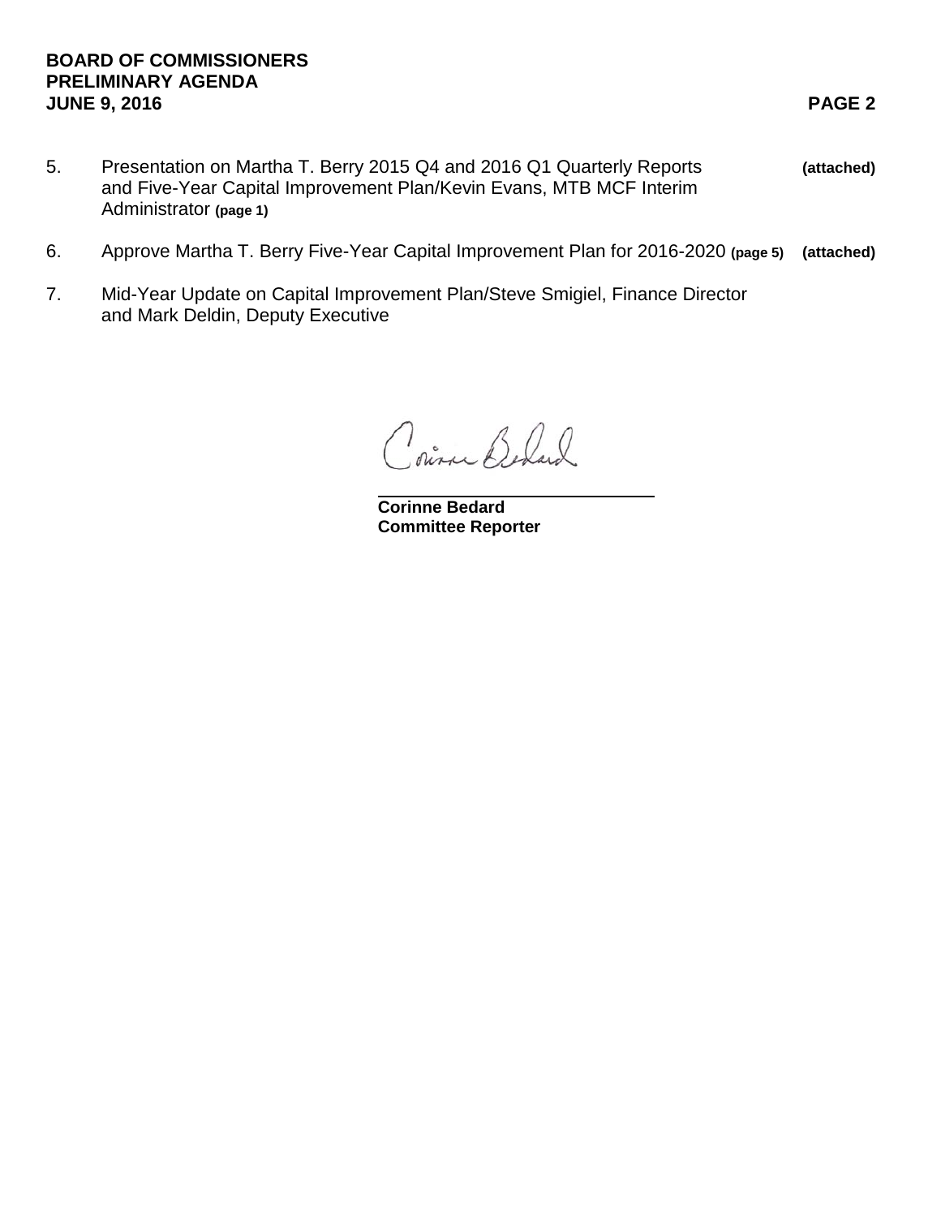5. Presentation on Martha T. Berry 2015 Q4 and 2016 Q1 Quarterly Reports and Five-Year Capital Improvement Plan/Kevin Evans, MTB MCF Interim Administrator **(page 1)** **(attached)**

6. Approve Martha T. Berry Five-Year Capital Improvement Plan for 2016-2020 **(page 5)** **(attached)**

7. Mid-Year Update on Capital Improvement Plan/Steve Smigiel, Finance Director and Mark Deldin, Deputy Executive

Corinne Bedard

**Corinne Bedard**
**Committee Reporter**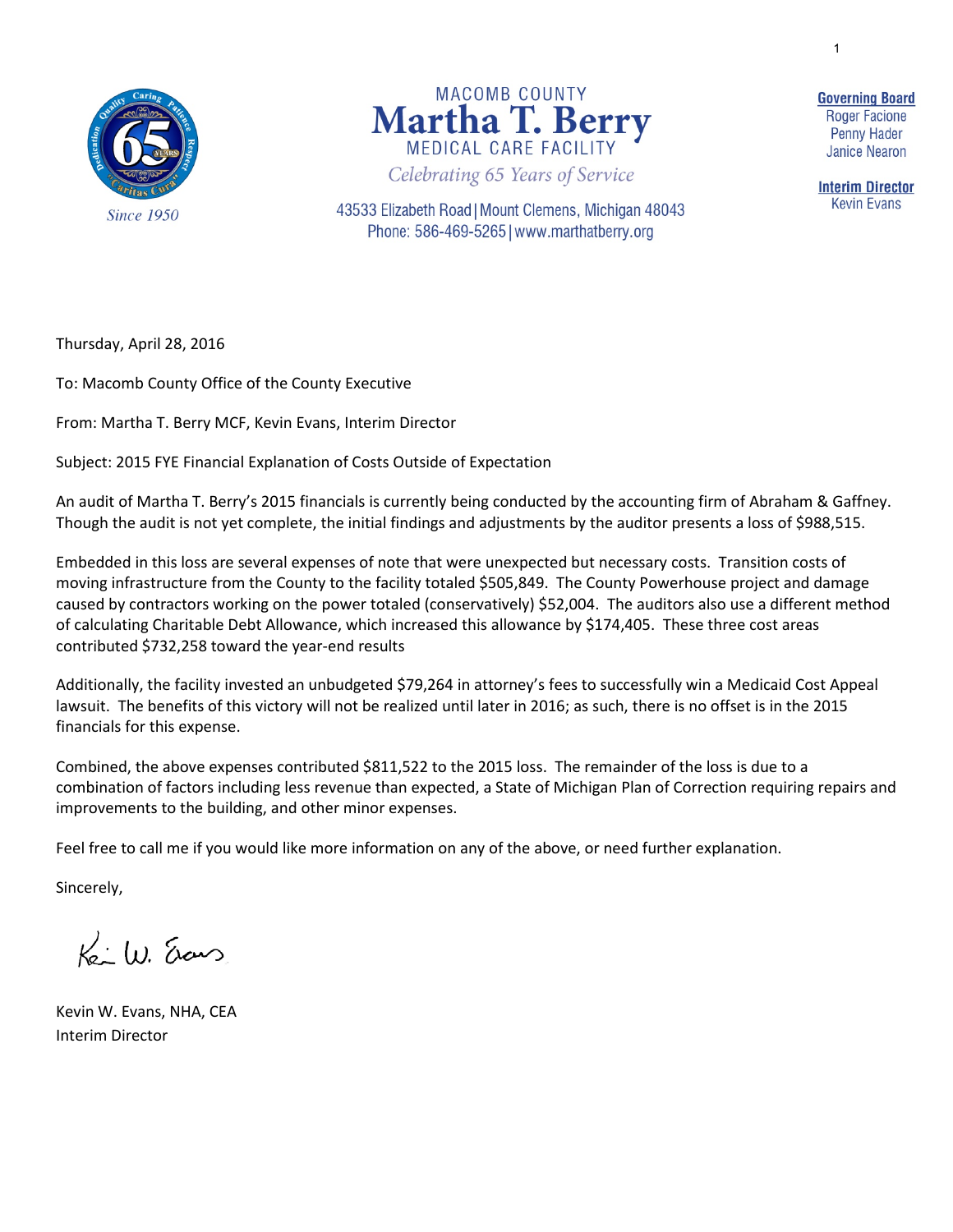MACOMB COUNTY
**Martha T. Berry**
MEDICAL CARE FACILITY
*Celebrating 65 Years of Service*

43533 Elizabeth Road | Mount Clemens, Michigan 48043
Phone: 586-469-5265 | www.marthatberry.org

*Since 1950*

**Governing Board**
Roger Facione
Penny Hader
Janice Nearon

**Interim Director**
Kevin Evans

Thursday, April 28, 2016

To: Macomb County Office of the County Executive

From: Martha T. Berry MCF, Kevin Evans, Interim Director

Subject: 2015 FYE Financial Explanation of Costs Outside of Expectation

An audit of Martha T. Berry's 2015 financials is currently being conducted by the accounting firm of Abraham & Gaffney. Though the audit is not yet complete, the initial findings and adjustments by the auditor presents a loss of $988,515.

Embedded in this loss are several expenses of note that were unexpected but necessary costs. Transition costs of moving infrastructure from the County to the facility totaled $505,849. The County Powerhouse project and damage caused by contractors working on the power totaled (conservatively) $52,004. The auditors also use a different method of calculating Charitable Debt Allowance, which increased this allowance by $174,405. These three cost areas contributed $732,258 toward the year-end results

Additionally, the facility invested an unbudgeted $79,264 in attorney's fees to successfully win a Medicaid Cost Appeal lawsuit. The benefits of this victory will not be realized until later in 2016; as such, there is no offset is in the 2015 financials for this expense.

Combined, the above expenses contributed $811,522 to the 2015 loss. The remainder of the loss is due to a combination of factors including less revenue than expected, a State of Michigan Plan of Correction requiring repairs and improvements to the building, and other minor expenses.

Feel free to call me if you would like more information on any of the above, or need further explanation.

Sincerely,

Kevin W. Evans, NHA, CEA
Interim Director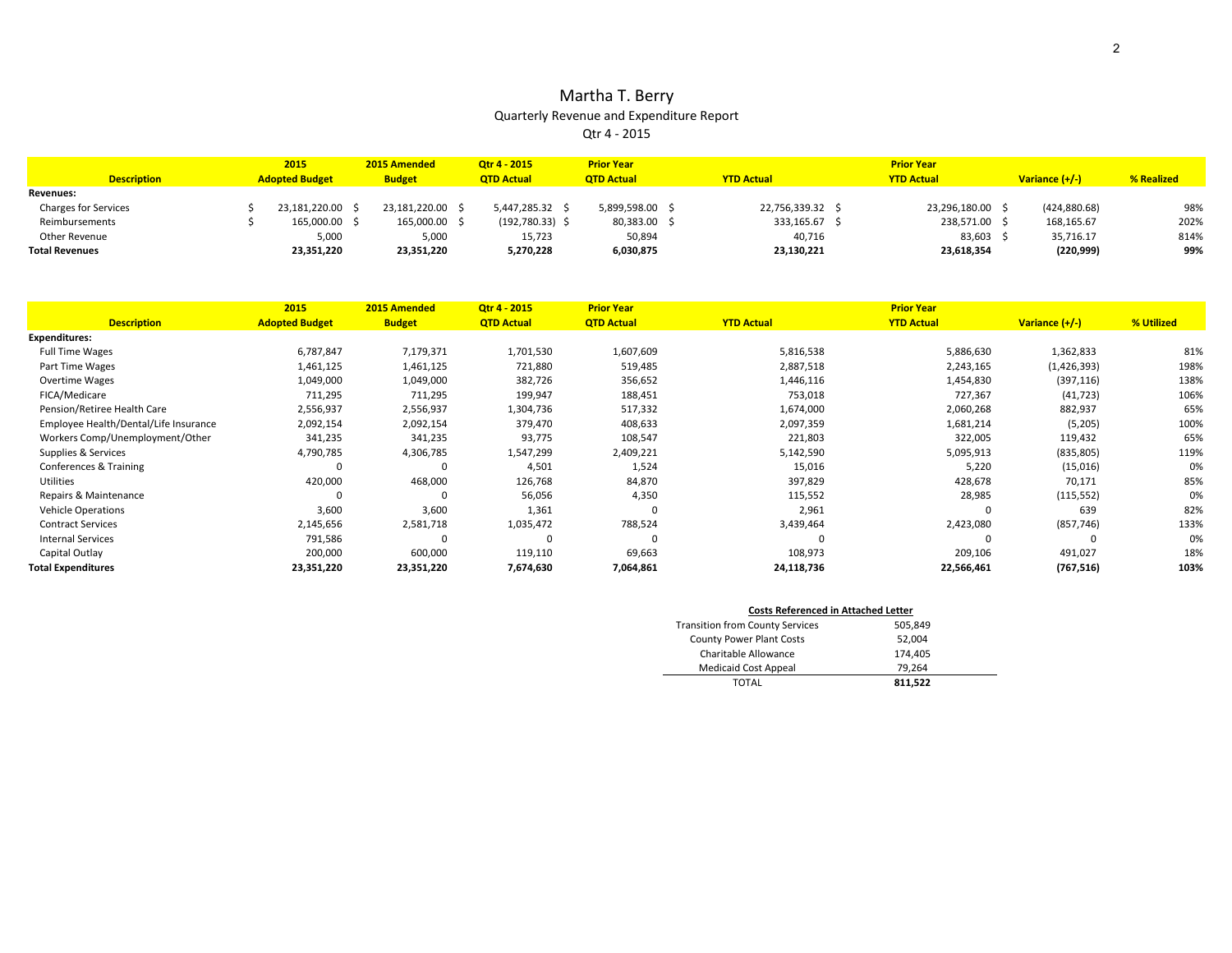# Martha T. Berry

Quarterly Revenue and Expenditure Report

Qtr 4 - 2015

| Description | 2015 Adopted Budget | 2015 Amended Budget | Qtr 4 - 2015 QTD Actual | Prior Year QTD Actual | YTD Actual | Prior Year YTD Actual | Variance (+/-) | % Realized |
|---|---|---|---|---|---|---|---|---|
| **Revenues:** | | | | | | | | |
| Charges for Services | $ 23,181,220.00 | $ 23,181,220.00 | $ 5,447,285.32 | $ 5,899,598.00 | $ 22,756,339.32 | $ 23,296,180.00 | $ (424,880.68) | 98% |
| Reimbursements | $ 165,000.00 | $ 165,000.00 | $ (192,780.33) | $ 80,383.00 | $ 333,165.67 | $ 238,571.00 | $ 168,165.67 | 202% |
| Other Revenue | 5,000 | 5,000 | 15,723 | 50,894 | 40,716 | 83,603 | $ 35,716.17 | 814% |
| **Total Revenues** | **23,351,220** | **23,351,220** | **5,270,228** | **6,030,875** | **23,130,221** | **23,618,354** | **(220,999)** | **99%** |

| Description | 2015 Adopted Budget | 2015 Amended Budget | Qtr 4 - 2015 QTD Actual | Prior Year QTD Actual | YTD Actual | Prior Year YTD Actual | Variance (+/-) | % Utilized |
|---|---|---|---|---|---|---|---|---|
| **Expenditures:** | | | | | | | | |
| Full Time Wages | 6,787,847 | 7,179,371 | 1,701,530 | 1,607,609 | 5,816,538 | 5,886,630 | 1,362,833 | 81% |
| Part Time Wages | 1,461,125 | 1,461,125 | 721,880 | 519,485 | 2,887,518 | 2,243,165 | (1,426,393) | 198% |
| Overtime Wages | 1,049,000 | 1,049,000 | 382,726 | 356,652 | 1,446,116 | 1,454,830 | (397,116) | 138% |
| FICA/Medicare | 711,295 | 711,295 | 199,947 | 188,451 | 753,018 | 727,367 | (41,723) | 106% |
| Pension/Retiree Health Care | 2,556,937 | 2,556,937 | 1,304,736 | 517,332 | 1,674,000 | 2,060,268 | 882,937 | 65% |
| Employee Health/Dental/Life Insurance | 2,092,154 | 2,092,154 | 379,470 | 408,633 | 2,097,359 | 1,681,214 | (5,205) | 100% |
| Workers Comp/Unemployment/Other | 341,235 | 341,235 | 93,775 | 108,547 | 221,803 | 322,005 | 119,432 | 65% |
| Supplies & Services | 4,790,785 | 4,306,785 | 1,547,299 | 2,409,221 | 5,142,590 | 5,095,913 | (835,805) | 119% |
| Conferences & Training | 0 | 0 | 4,501 | 1,524 | 15,016 | 5,220 | (15,016) | 0% |
| Utilities | 420,000 | 468,000 | 126,768 | 84,870 | 397,829 | 428,678 | 70,171 | 85% |
| Repairs & Maintenance | 0 | 0 | 56,056 | 4,350 | 115,552 | 28,985 | (115,552) | 0% |
| Vehicle Operations | 3,600 | 3,600 | 1,361 | 0 | 2,961 | 0 | 639 | 82% |
| Contract Services | 2,145,656 | 2,581,718 | 1,035,472 | 788,524 | 3,439,464 | 2,423,080 | (857,746) | 133% |
| Internal Services | 791,586 | 0 | 0 | 0 | 0 | 0 | 0 | 0% |
| Capital Outlay | 200,000 | 600,000 | 119,110 | 69,663 | 108,973 | 209,106 | 491,027 | 18% |
| **Total Expenditures** | **23,351,220** | **23,351,220** | **7,674,630** | **7,064,861** | **24,118,736** | **22,566,461** | **(767,516)** | **103%** |

| Costs Referenced in Attached Letter | |
|---|---|
| Transition from County Services | 505,849 |
| County Power Plant Costs | 52,004 |
| Charitable Allowance | 174,405 |
| Medicaid Cost Appeal | 79,264 |
| TOTAL | **811,522** |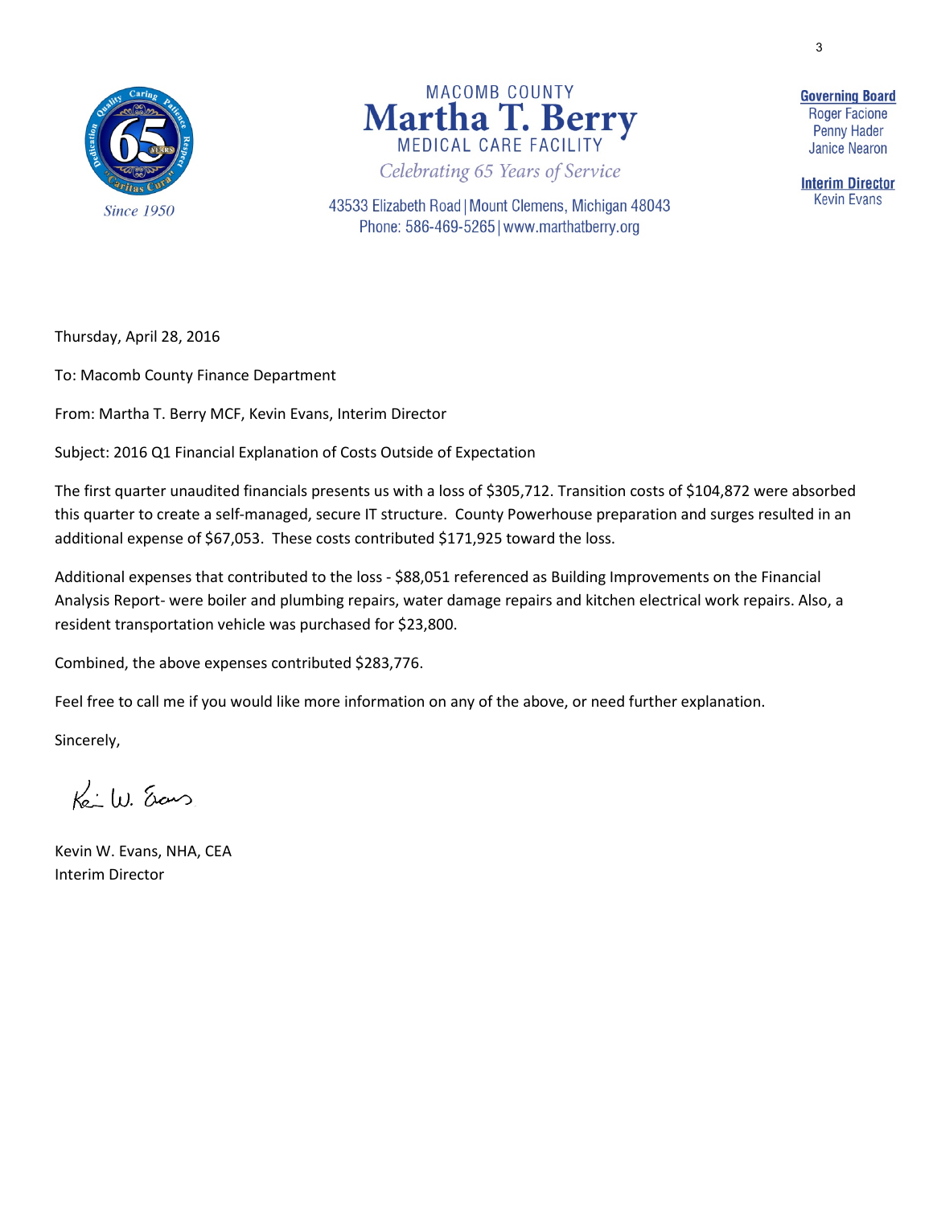MACOMB COUNTY
**Martha T. Berry**
MEDICAL CARE FACILITY
*Celebrating 65 Years of Service*

43533 Elizabeth Road | Mount Clemens, Michigan 48043
Phone: 586-469-5265 | www.marthatberry.org

*Since 1950*

**Governing Board**
Roger Facione
Penny Hader
Janice Nearon

**Interim Director**
Kevin Evans

Thursday, April 28, 2016

To: Macomb County Finance Department

From: Martha T. Berry MCF, Kevin Evans, Interim Director

Subject: 2016 Q1 Financial Explanation of Costs Outside of Expectation

The first quarter unaudited financials presents us with a loss of $305,712. Transition costs of $104,872 were absorbed this quarter to create a self-managed, secure IT structure. County Powerhouse preparation and surges resulted in an additional expense of $67,053. These costs contributed $171,925 toward the loss.

Additional expenses that contributed to the loss - $88,051 referenced as Building Improvements on the Financial Analysis Report- were boiler and plumbing repairs, water damage repairs and kitchen electrical work repairs. Also, a resident transportation vehicle was purchased for $23,800.

Combined, the above expenses contributed $283,776.

Feel free to call me if you would like more information on any of the above, or need further explanation.

Sincerely,

Kevin W. Evans, NHA, CEA
Interim Director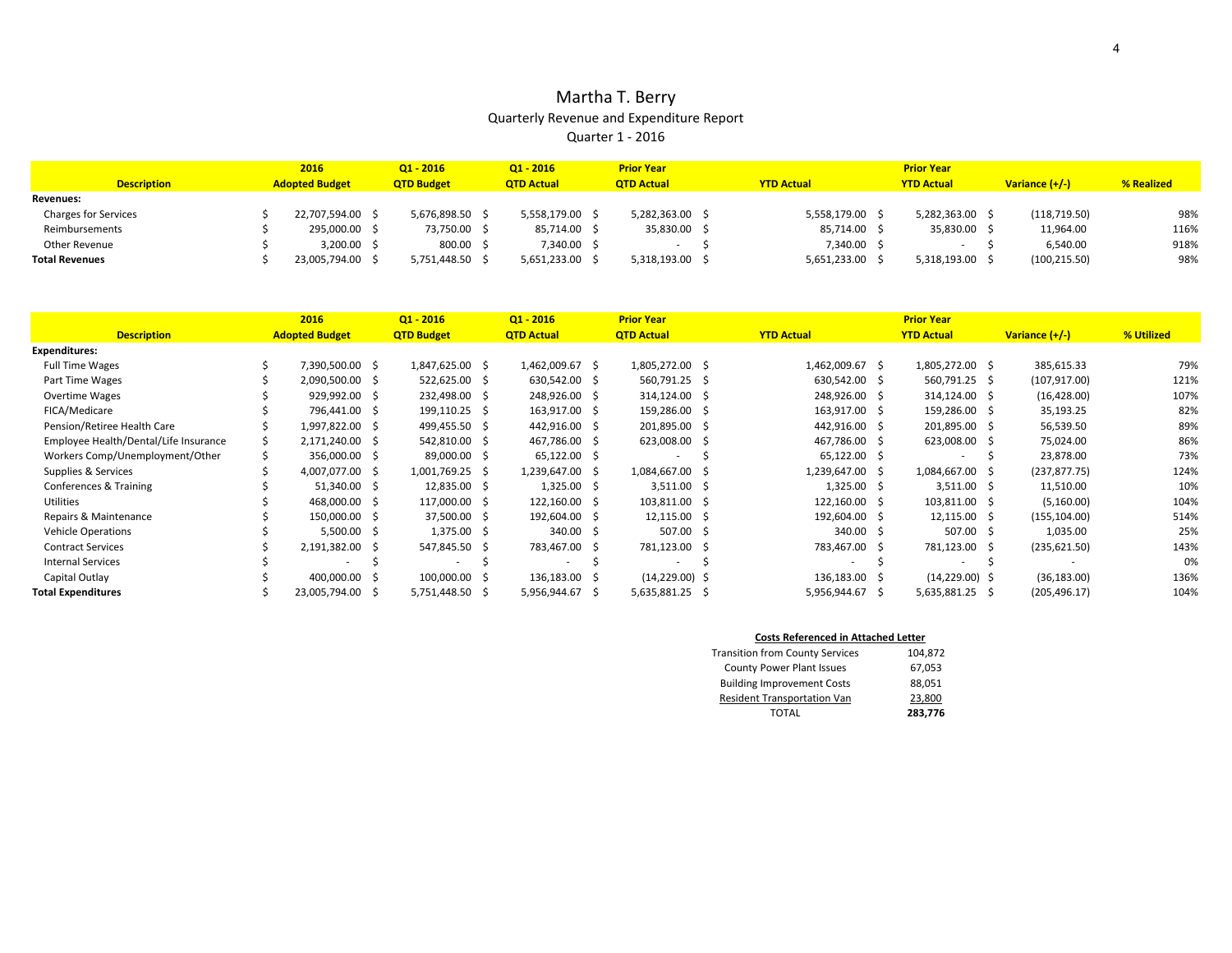# Martha T. Berry

## Quarterly Revenue and Expenditure Report

### Quarter 1 - 2016

| Description | 2016 Adopted Budget | Q1 - 2016 QTD Budget | Q1 - 2016 QTD Actual | Prior Year QTD Actual | YTD Actual | Prior Year YTD Actual | Variance (+/-) | % Realized |
|---|---|---|---|---|---|---|---|---|
| **Revenues:** | | | | | | | | |
| Charges for Services | $ 22,707,594.00 | $ 5,676,898.50 | $ 5,558,179.00 | $ 5,282,363.00 | $ 5,558,179.00 | $ 5,282,363.00 | $ (118,719.50) | 98% |
| Reimbursements | $ 295,000.00 | $ 73,750.00 | $ 85,714.00 | $ 35,830.00 | $ 85,714.00 | $ 35,830.00 | $ 11,964.00 | 116% |
| Other Revenue | $ 3,200.00 | $ 800.00 | $ 7,340.00 | $ - | $ 7,340.00 | $ - | $ 6,540.00 | 918% |
| **Total Revenues** | $ 23,005,794.00 | $ 5,751,448.50 | $ 5,651,233.00 | $ 5,318,193.00 | $ 5,651,233.00 | $ 5,318,193.00 | $ (100,215.50) | 98% |

| Description | 2016 Adopted Budget | Q1 - 2016 QTD Budget | Q1 - 2016 QTD Actual | Prior Year QTD Actual | YTD Actual | Prior Year YTD Actual | Variance (+/-) | % Utilized |
|---|---|---|---|---|---|---|---|---|
| **Expenditures:** | | | | | | | | |
| Full Time Wages | $ 7,390,500.00 | $ 1,847,625.00 | $ 1,462,009.67 | $ 1,805,272.00 | $ 1,462,009.67 | $ 1,805,272.00 | $ 385,615.33 | 79% |
| Part Time Wages | $ 2,090,500.00 | $ 522,625.00 | $ 630,542.00 | $ 560,791.25 | $ 630,542.00 | $ 560,791.25 | $ (107,917.00) | 121% |
| Overtime Wages | $ 929,992.00 | $ 232,498.00 | $ 248,926.00 | $ 314,124.00 | $ 248,926.00 | $ 314,124.00 | $ (16,428.00) | 107% |
| FICA/Medicare | $ 796,441.00 | $ 199,110.25 | $ 163,917.00 | $ 159,286.00 | $ 163,917.00 | $ 159,286.00 | $ 35,193.25 | 82% |
| Pension/Retiree Health Care | $ 1,997,822.00 | $ 499,455.50 | $ 442,916.00 | $ 201,895.00 | $ 442,916.00 | $ 201,895.00 | $ 56,539.50 | 89% |
| Employee Health/Dental/Life Insurance | $ 2,171,240.00 | $ 542,810.00 | $ 467,786.00 | $ 623,008.00 | $ 467,786.00 | $ 623,008.00 | $ 75,024.00 | 86% |
| Workers Comp/Unemployment/Other | $ 356,000.00 | $ 89,000.00 | $ 65,122.00 | $ - | $ 65,122.00 | $ - | $ 23,878.00 | 73% |
| Supplies & Services | $ 4,007,077.00 | $ 1,001,769.25 | $ 1,239,647.00 | $ 1,084,667.00 | $ 1,239,647.00 | $ 1,084,667.00 | $ (237,877.75) | 124% |
| Conferences & Training | $ 51,340.00 | $ 12,835.00 | $ 1,325.00 | $ 3,511.00 | $ 1,325.00 | $ 3,511.00 | $ 11,510.00 | 10% |
| Utilities | $ 468,000.00 | $ 117,000.00 | $ 122,160.00 | $ 103,811.00 | $ 122,160.00 | $ 103,811.00 | $ (5,160.00) | 104% |
| Repairs & Maintenance | $ 150,000.00 | $ 37,500.00 | $ 192,604.00 | $ 12,115.00 | $ 192,604.00 | $ 12,115.00 | $ (155,104.00) | 514% |
| Vehicle Operations | $ 5,500.00 | $ 1,375.00 | $ 340.00 | $ 507.00 | $ 340.00 | $ 507.00 | $ 1,035.00 | 25% |
| Contract Services | $ 2,191,382.00 | $ 547,845.50 | $ 783,467.00 | $ 781,123.00 | $ 783,467.00 | $ 781,123.00 | $ (235,621.50) | 143% |
| Internal Services | $ - | $ - | $ - | $ - | $ - | $ - | $ - | 0% |
| Capital Outlay | $ 400,000.00 | $ 100,000.00 | $ 136,183.00 | $ (14,229.00) | $ 136,183.00 | $ (14,229.00) | $ (36,183.00) | 136% |
| **Total Expenditures** | $ 23,005,794.00 | $ 5,751,448.50 | $ 5,956,944.67 | $ 5,635,881.25 | $ 5,956,944.67 | $ 5,635,881.25 | $ (205,496.17) | 104% |

| Costs Referenced in Attached Letter | |
|---|---|
| Transition from County Services | 104,872 |
| County Power Plant Issues | 67,053 |
| Building Improvement Costs | 88,051 |
| Resident Transportation Van | 23,800 |
| TOTAL | **283,776** |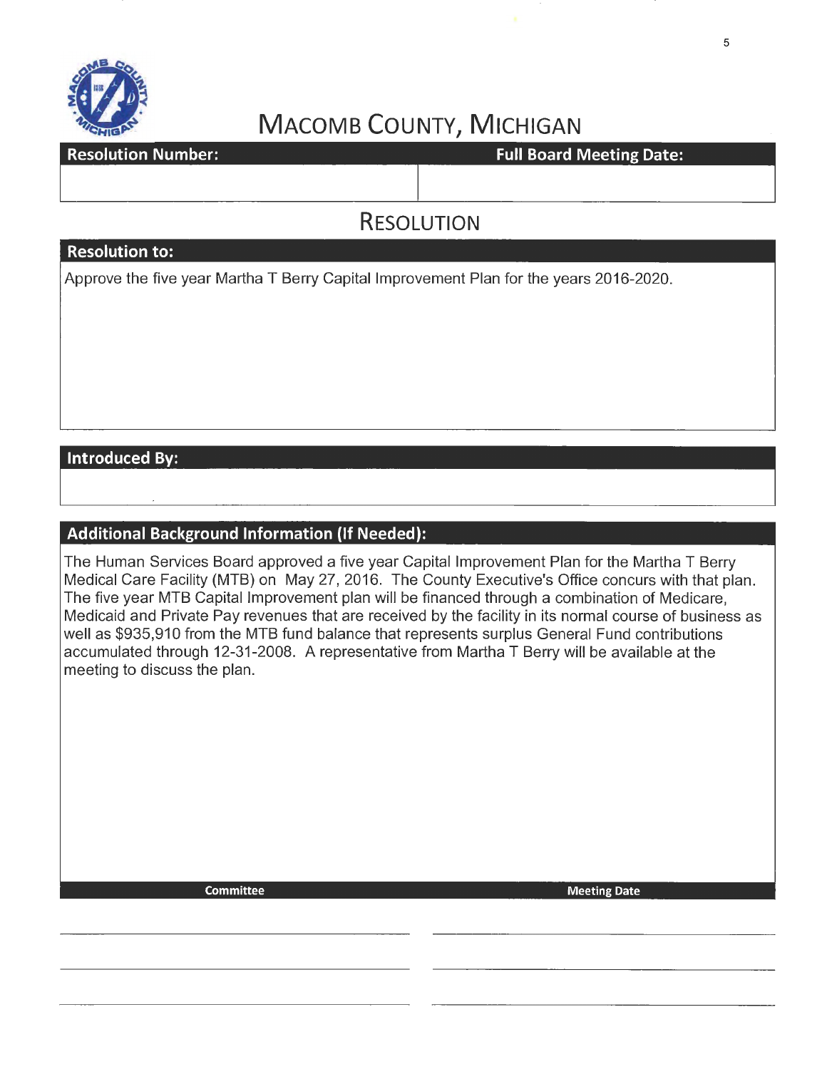# MACOMB COUNTY, MICHIGAN

| Resolution Number: | Full Board Meeting Date: |
| --- | --- |
| | |

## RESOLUTION

**Resolution to:**

Approve the five year Martha T Berry Capital Improvement Plan for the years 2016-2020.

**Introduced By:**

**Additional Background Information (If Needed):**

The Human Services Board approved a five year Capital Improvement Plan for the Martha T Berry Medical Care Facility (MTB) on May 27, 2016. The County Executive's Office concurs with that plan. The five year MTB Capital Improvement plan will be financed through a combination of Medicare, Medicaid and Private Pay revenues that are received by the facility in its normal course of business as well as $935,910 from the MTB fund balance that represents surplus General Fund contributions accumulated through 12-31-2008. A representative from Martha T Berry will be available at the meeting to discuss the plan.

| Committee | Meeting Date |
| --- | --- |
| | |
| | |
| | |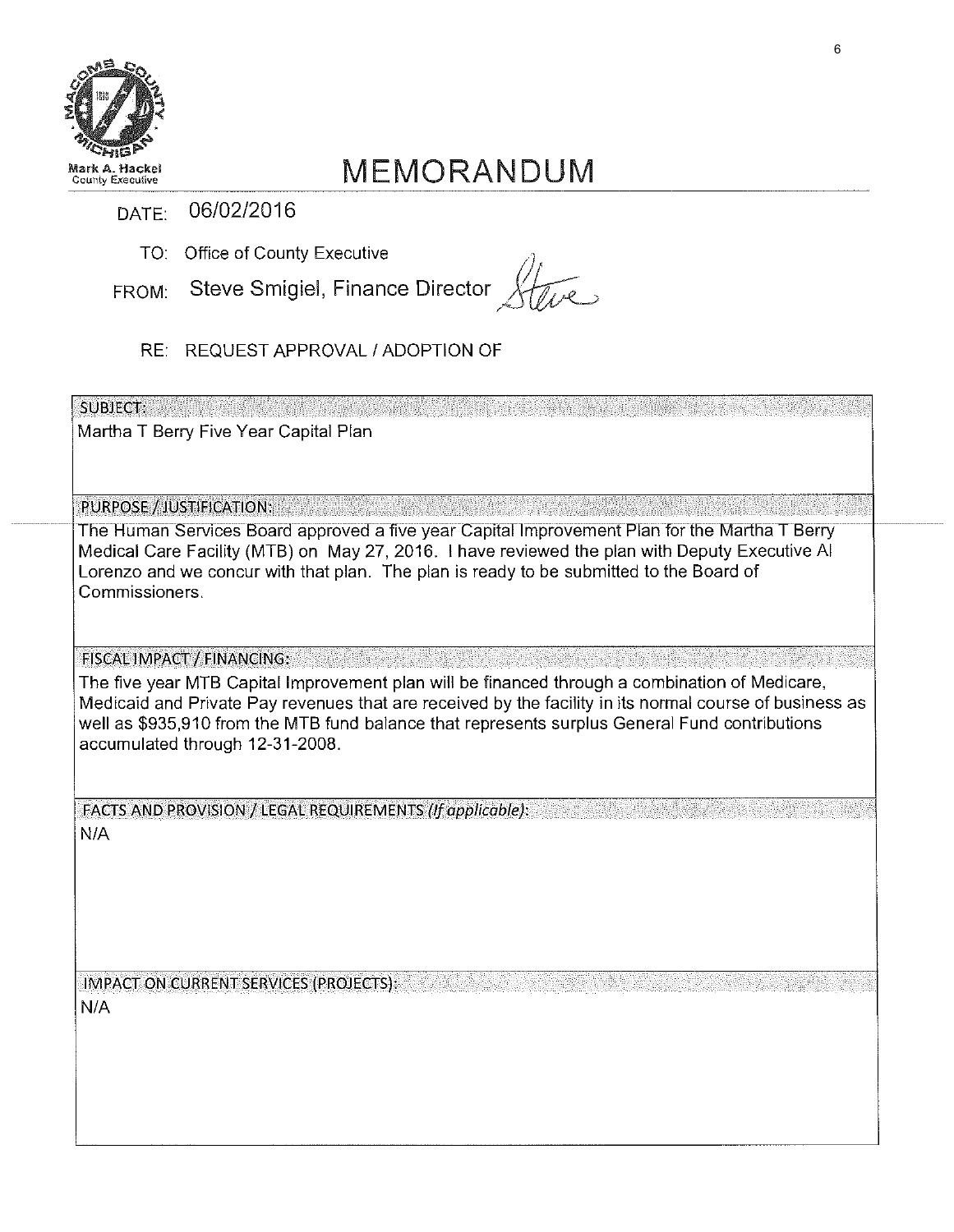Mark A. Hackel
County Executive

# MEMORANDUM

DATE: 06/02/2016

TO: Office of County Executive

FROM: Steve Smigiel, Finance Director

RE: REQUEST APPROVAL / ADOPTION OF

**SUBJECT:**

Martha T Berry Five Year Capital Plan

**PURPOSE / JUSTIFICATION:**

The Human Services Board approved a five year Capital Improvement Plan for the Martha T Berry Medical Care Facility (MTB) on May 27, 2016. I have reviewed the plan with Deputy Executive Al Lorenzo and we concur with that plan. The plan is ready to be submitted to the Board of Commissioners.

**FISCAL IMPACT / FINANCING:**

The five year MTB Capital Improvement plan will be financed through a combination of Medicare, Medicaid and Private Pay revenues that are received by the facility in its normal course of business as well as $935,910 from the MTB fund balance that represents surplus General Fund contributions accumulated through 12-31-2008.

**FACTS AND PROVISION / LEGAL REQUIREMENTS** *(If applicable)*:

N/A

**IMPACT ON CURRENT SERVICES (PROJECTS):**

N/A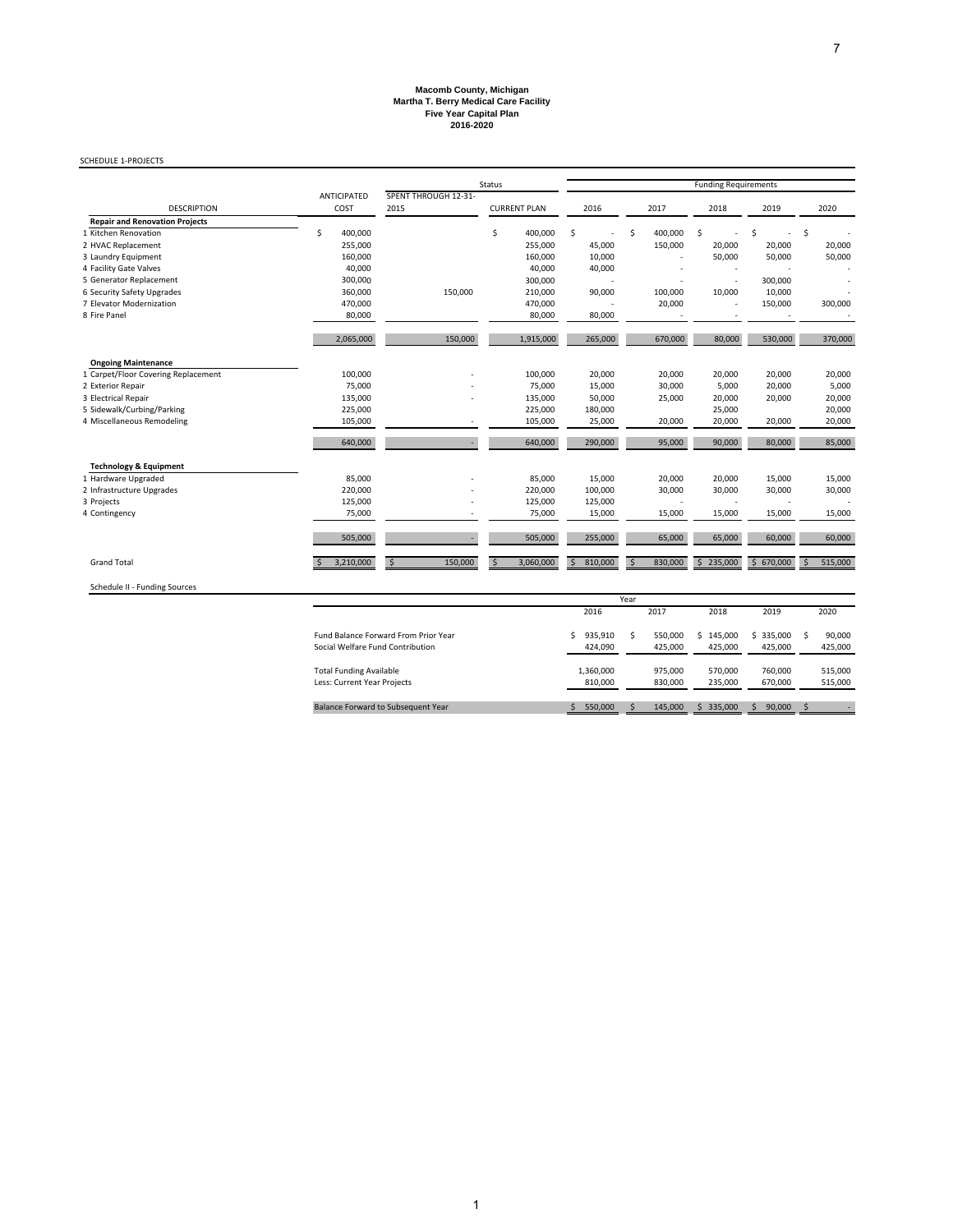# Macomb County, Michigan
## Martha T. Berry Medical Care Facility
## Five Year Capital Plan
## 2016-2020

SCHEDULE 1-PROJECTS

| | | Status | | Funding Requirements | | | | |
|---|---|---|---|---|---|---|---|---|
| DESCRIPTION | ANTICIPATED COST | SPENT THROUGH 12-31-2015 | CURRENT PLAN | 2016 | 2017 | 2018 | 2019 | 2020 |
| **Repair and Renovation Projects** | | | | | | | | |
| 1 Kitchen Renovation | $ 400,000 | | $ 400,000 | $ - | $ 400,000 | $ - | $ - | $ - |
| 2 HVAC Replacement | 255,000 | | 255,000 | 45,000 | 150,000 | 20,000 | 20,000 | 20,000 |
| 3 Laundry Equipment | 160,000 | | 160,000 | 10,000 | - | 50,000 | 50,000 | 50,000 |
| 4 Facility Gate Valves | 40,000 | | 40,000 | 40,000 | - | - | - | - |
| 5 Generator Replacement | 300,000 | | 300,000 | - | - | - | 300,000 | - |
| 6 Security Safety Upgrades | 360,000 | 150,000 | 210,000 | 90,000 | 100,000 | 10,000 | 10,000 | - |
| 7 Elevator Modernization | 470,000 | | 470,000 | - | 20,000 | - | 150,000 | 300,000 |
| 8 Fire Panel | 80,000 | | 80,000 | 80,000 | - | - | - | - |
| | 2,065,000 | 150,000 | 1,915,000 | 265,000 | 670,000 | 80,000 | 530,000 | 370,000 |
| **Ongoing Maintenance** | | | | | | | | |
| 1 Carpet/Floor Covering Replacement | 100,000 | - | 100,000 | 20,000 | 20,000 | 20,000 | 20,000 | 20,000 |
| 2 Exterior Repair | 75,000 | - | 75,000 | 15,000 | 30,000 | 5,000 | 20,000 | 5,000 |
| 3 Electrical Repair | 135,000 | - | 135,000 | 50,000 | 25,000 | 20,000 | 20,000 | 20,000 |
| 5 Sidewalk/Curbing/Parking | 225,000 | | 225,000 | 180,000 | | 25,000 | | 20,000 |
| 4 Miscellaneous Remodeling | 105,000 | - | 105,000 | 25,000 | 20,000 | 20,000 | 20,000 | 20,000 |
| | 640,000 | - | 640,000 | 290,000 | 95,000 | 90,000 | 80,000 | 85,000 |
| **Technology & Equipment** | | | | | | | | |
| 1 Hardware Upgraded | 85,000 | - | 85,000 | 15,000 | 20,000 | 20,000 | 15,000 | 15,000 |
| 2 Infrastructure Upgrades | 220,000 | - | 220,000 | 100,000 | 30,000 | 30,000 | 30,000 | 30,000 |
| 3 Projects | 125,000 | - | 125,000 | 125,000 | - | - | - | - |
| 4 Contingency | 75,000 | - | 75,000 | 15,000 | 15,000 | 15,000 | 15,000 | 15,000 |
| | 505,000 | - | 505,000 | 255,000 | 65,000 | 65,000 | 60,000 | 60,000 |
| Grand Total | $ 3,210,000 | $ 150,000 | $ 3,060,000 | $ 810,000 | $ 830,000 | $ 235,000 | $ 670,000 | $ 515,000 |

Schedule II - Funding Sources

| | Year | | | | |
|---|---|---|---|---|---|
| | 2016 | 2017 | 2018 | 2019 | 2020 |
| Fund Balance Forward From Prior Year | $ 935,910 | $ 550,000 | $ 145,000 | $ 335,000 | $ 90,000 |
| Social Welfare Fund Contribution | 424,090 | 425,000 | 425,000 | 425,000 | 425,000 |
| Total Funding Available | 1,360,000 | 975,000 | 570,000 | 760,000 | 515,000 |
| Less: Current Year Projects | 810,000 | 830,000 | 235,000 | 670,000 | 515,000 |
| Balance Forward to Subsequent Year | $ 550,000 | $ 145,000 | $ 335,000 | $ 90,000 | $ - |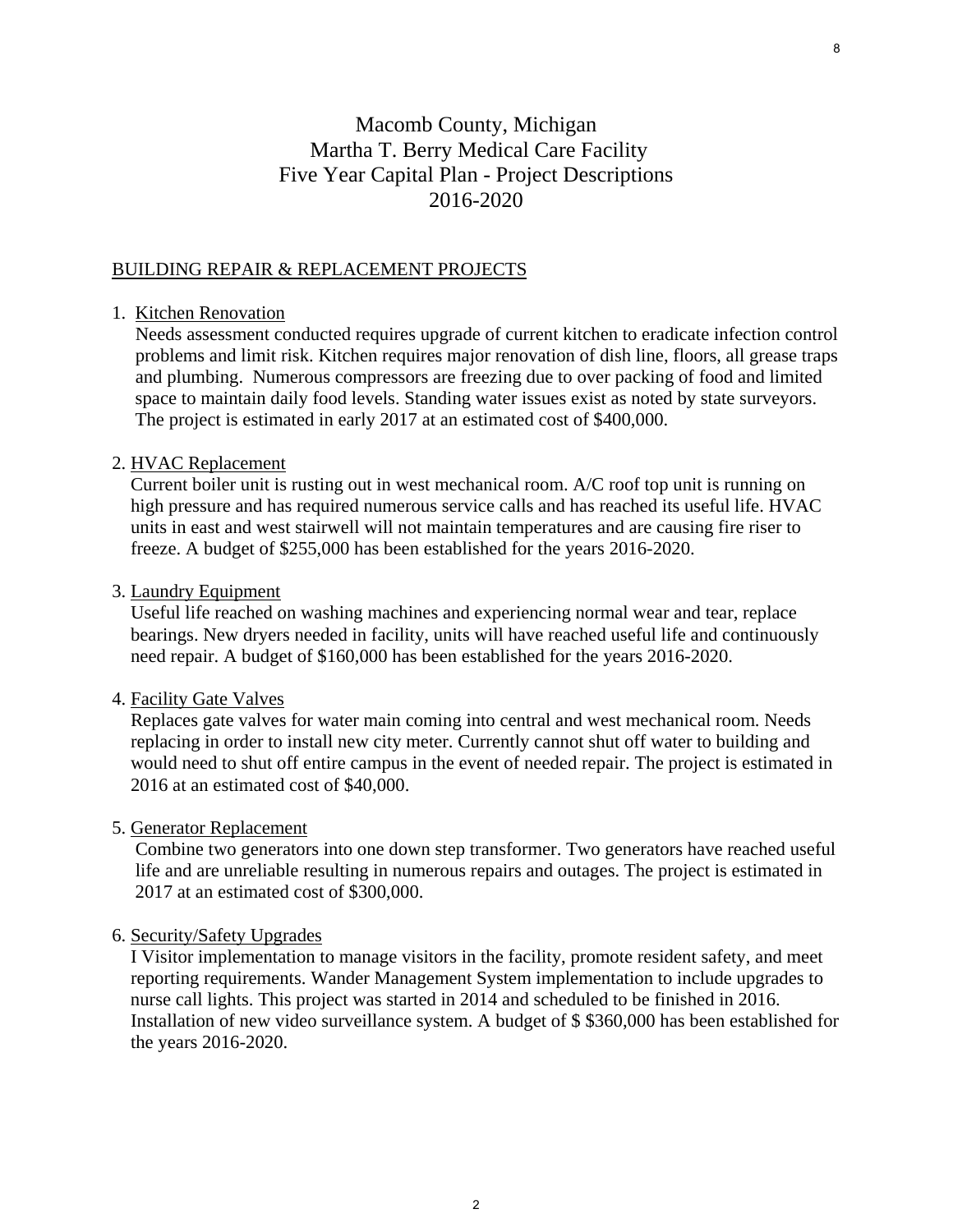# Macomb County, Michigan
# Martha T. Berry Medical Care Facility
# Five Year Capital Plan - Project Descriptions
# 2016-2020

## BUILDING REPAIR & REPLACEMENT PROJECTS

1. Kitchen Renovation

   Needs assessment conducted requires upgrade of current kitchen to eradicate infection control problems and limit risk. Kitchen requires major renovation of dish line, floors, all grease traps and plumbing. Numerous compressors are freezing due to over packing of food and limited space to maintain daily food levels. Standing water issues exist as noted by state surveyors. The project is estimated in early 2017 at an estimated cost of $400,000.

2. HVAC Replacement

   Current boiler unit is rusting out in west mechanical room. A/C roof top unit is running on high pressure and has required numerous service calls and has reached its useful life. HVAC units in east and west stairwell will not maintain temperatures and are causing fire riser to freeze. A budget of $255,000 has been established for the years 2016-2020.

3. Laundry Equipment

   Useful life reached on washing machines and experiencing normal wear and tear, replace bearings. New dryers needed in facility, units will have reached useful life and continuously need repair. A budget of $160,000 has been established for the years 2016-2020.

4. Facility Gate Valves

   Replaces gate valves for water main coming into central and west mechanical room. Needs replacing in order to install new city meter. Currently cannot shut off water to building and would need to shut off entire campus in the event of needed repair. The project is estimated in 2016 at an estimated cost of $40,000.

5. Generator Replacement

   Combine two generators into one down step transformer. Two generators have reached useful life and are unreliable resulting in numerous repairs and outages. The project is estimated in 2017 at an estimated cost of $300,000.

6. Security/Safety Upgrades

   I Visitor implementation to manage visitors in the facility, promote resident safety, and meet reporting requirements. Wander Management System implementation to include upgrades to nurse call lights. This project was started in 2014 and scheduled to be finished in 2016. Installation of new video surveillance system. A budget of $ $360,000 has been established for the years 2016-2020.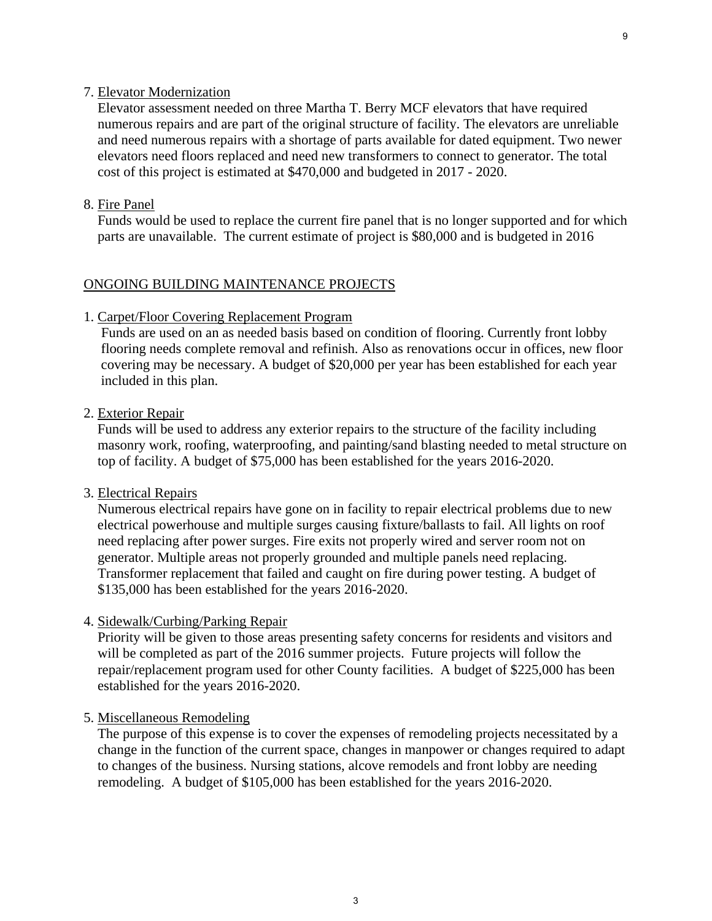7. Elevator Modernization

   Elevator assessment needed on three Martha T. Berry MCF elevators that have required numerous repairs and are part of the original structure of facility. The elevators are unreliable and need numerous repairs with a shortage of parts available for dated equipment. Two newer elevators need floors replaced and need new transformers to connect to generator. The total cost of this project is estimated at $470,000 and budgeted in 2017 - 2020.

8. Fire Panel

   Funds would be used to replace the current fire panel that is no longer supported and for which parts are unavailable. The current estimate of project is $80,000 and is budgeted in 2016

## ONGOING BUILDING MAINTENANCE PROJECTS

1. Carpet/Floor Covering Replacement Program

   Funds are used on an as needed basis based on condition of flooring. Currently front lobby flooring needs complete removal and refinish. Also as renovations occur in offices, new floor covering may be necessary. A budget of $20,000 per year has been established for each year included in this plan.

2. Exterior Repair

   Funds will be used to address any exterior repairs to the structure of the facility including masonry work, roofing, waterproofing, and painting/sand blasting needed to metal structure on top of facility. A budget of $75,000 has been established for the years 2016-2020.

3. Electrical Repairs

   Numerous electrical repairs have gone on in facility to repair electrical problems due to new electrical powerhouse and multiple surges causing fixture/ballasts to fail. All lights on roof need replacing after power surges. Fire exits not properly wired and server room not on generator. Multiple areas not properly grounded and multiple panels need replacing. Transformer replacement that failed and caught on fire during power testing. A budget of $135,000 has been established for the years 2016-2020.

4. Sidewalk/Curbing/Parking Repair

   Priority will be given to those areas presenting safety concerns for residents and visitors and will be completed as part of the 2016 summer projects. Future projects will follow the repair/replacement program used for other County facilities. A budget of $225,000 has been established for the years 2016-2020.

5. Miscellaneous Remodeling

   The purpose of this expense is to cover the expenses of remodeling projects necessitated by a change in the function of the current space, changes in manpower or changes required to adapt to changes of the business. Nursing stations, alcove remodels and front lobby are needing remodeling. A budget of $105,000 has been established for the years 2016-2020.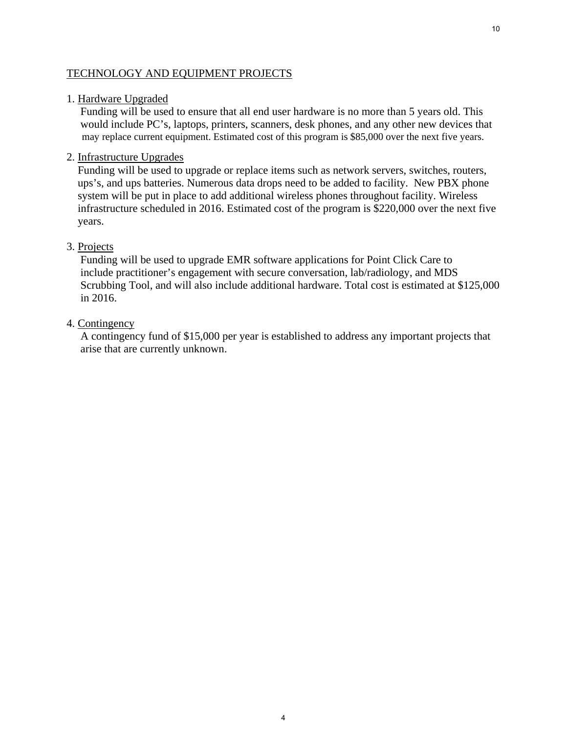## TECHNOLOGY AND EQUIPMENT PROJECTS

1. Hardware Upgraded

   Funding will be used to ensure that all end user hardware is no more than 5 years old. This would include PC's, laptops, printers, scanners, desk phones, and any other new devices that may replace current equipment. Estimated cost of this program is $85,000 over the next five years.

2. Infrastructure Upgrades

   Funding will be used to upgrade or replace items such as network servers, switches, routers, ups's, and ups batteries. Numerous data drops need to be added to facility. New PBX phone system will be put in place to add additional wireless phones throughout facility. Wireless infrastructure scheduled in 2016. Estimated cost of the program is $220,000 over the next five years.

3. Projects

   Funding will be used to upgrade EMR software applications for Point Click Care to include practitioner's engagement with secure conversation, lab/radiology, and MDS Scrubbing Tool, and will also include additional hardware. Total cost is estimated at $125,000 in 2016.

4. Contingency

   A contingency fund of $15,000 per year is established to address any important projects that arise that are currently unknown.